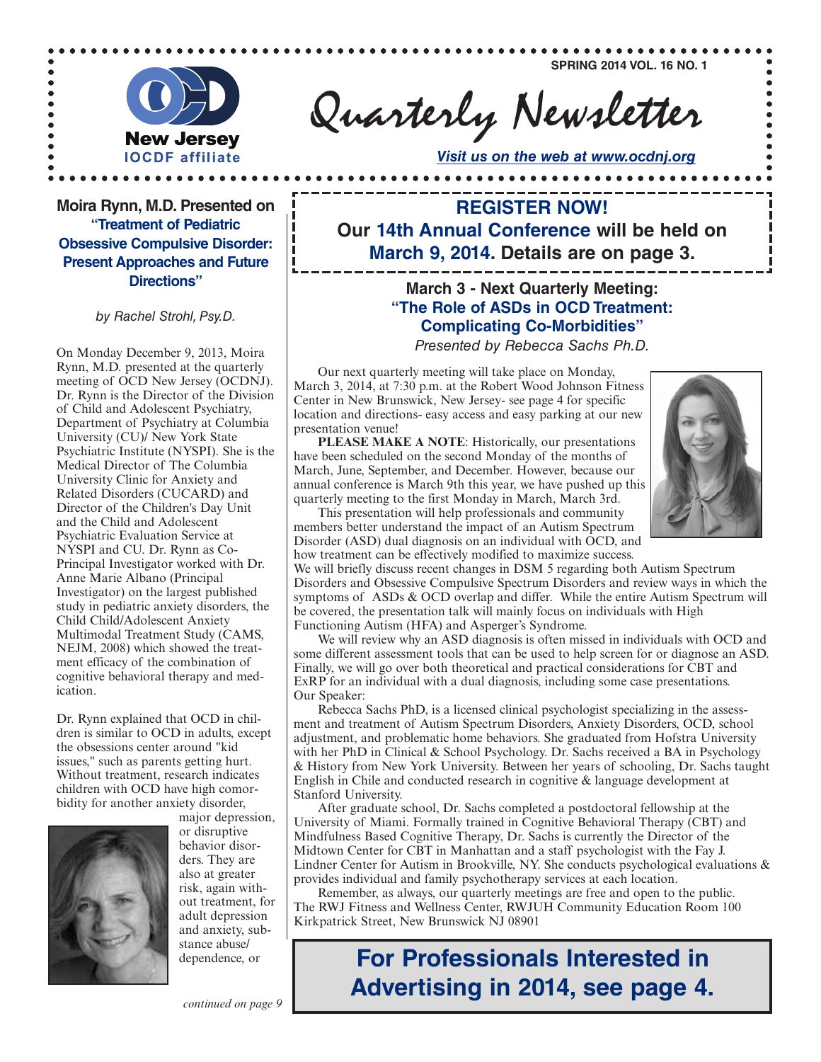SPRING 2014 VOL. 16 NO. 1

OCD New Jersey
IOCDF affiliate

# Quarterly Newsletter

*Visit us on the web at www.ocdnj.org*

## Moira Rynn, M.D. Presented on "Treatment of Pediatric Obsessive Compulsive Disorder: Present Approaches and Future Directions"

*by Rachel Strohl, Psy.D.*

On Monday December 9, 2013, Moira Rynn, M.D. presented at the quarterly meeting of OCD New Jersey (OCDNJ). Dr. Rynn is the Director of the Division of Child and Adolescent Psychiatry, Department of Psychiatry at Columbia University (CU)/ New York State Psychiatric Institute (NYSPI). She is the Medical Director of The Columbia University Clinic for Anxiety and Related Disorders (CUCARD) and Director of the Children's Day Unit and the Child and Adolescent Psychiatric Evaluation Service at NYSPI and CU. Dr. Rynn as Co-Principal Investigator worked with Dr. Anne Marie Albano (Principal Investigator) on the largest published study in pediatric anxiety disorders, the Child Child/Adolescent Anxiety Multimodal Treatment Study (CAMS, NEJM, 2008) which showed the treatment efficacy of the combination of cognitive behavioral therapy and medication.

Dr. Rynn explained that OCD in children is similar to OCD in adults, except the obsessions center around "kid issues," such as parents getting hurt. Without treatment, research indicates children with OCD have high comorbidity for another anxiety disorder, major depression, or disruptive behavior disorders. They are also at greater risk, again without treatment, for adult depression and anxiety, substance abuse/ dependence, or

*continued on page 9*

## REGISTER NOW!

**Our 14th Annual Conference will be held on March 9, 2014. Details are on page 3.**

### March 3 - Next Quarterly Meeting: "The Role of ASDs in OCD Treatment: Complicating Co-Morbidities"

*Presented by Rebecca Sachs Ph.D.*

Our next quarterly meeting will take place on Monday, March 3, 2014, at 7:30 p.m. at the Robert Wood Johnson Fitness Center in New Brunswick, New Jersey- see page 4 for specific location and directions- easy access and easy parking at our new presentation venue!

**PLEASE MAKE A NOTE**: Historically, our presentations have been scheduled on the second Monday of the months of March, June, September, and December. However, because our annual conference is March 9th this year, we have pushed up this quarterly meeting to the first Monday in March, March 3rd.

This presentation will help professionals and community members better understand the impact of an Autism Spectrum Disorder (ASD) dual diagnosis on an individual with OCD, and how treatment can be effectively modified to maximize success. We will briefly discuss recent changes in DSM 5 regarding both Autism Spectrum Disorders and Obsessive Compulsive Spectrum Disorders and review ways in which the symptoms of ASDs & OCD overlap and differ. While the entire Autism Spectrum will be covered, the presentation talk will mainly focus on individuals with High Functioning Autism (HFA) and Asperger's Syndrome.

We will review why an ASD diagnosis is often missed in individuals with OCD and some different assessment tools that can be used to help screen for or diagnose an ASD. Finally, we will go over both theoretical and practical considerations for CBT and ExRP for an individual with a dual diagnosis, including some case presentations.

Our Speaker:

Rebecca Sachs PhD, is a licensed clinical psychologist specializing in the assessment and treatment of Autism Spectrum Disorders, Anxiety Disorders, OCD, school adjustment, and problematic home behaviors. She graduated from Hofstra University with her PhD in Clinical & School Psychology. Dr. Sachs received a BA in Psychology & History from New York University. Between her years of schooling, Dr. Sachs taught English in Chile and conducted research in cognitive & language development at Stanford University.

After graduate school, Dr. Sachs completed a postdoctoral fellowship at the University of Miami. Formally trained in Cognitive Behavioral Therapy (CBT) and Mindfulness Based Cognitive Therapy, Dr. Sachs is currently the Director of the Midtown Center for CBT in Manhattan and a staff psychologist with the Fay J. Lindner Center for Autism in Brookville, NY. She conducts psychological evaluations & provides individual and family psychotherapy services at each location.

Remember, as always, our quarterly meetings are free and open to the public. The RWJ Fitness and Wellness Center, RWJUH Community Education Room 100 Kirkpatrick Street, New Brunswick NJ 08901

## For Professionals Interested in Advertising in 2014, see page 4.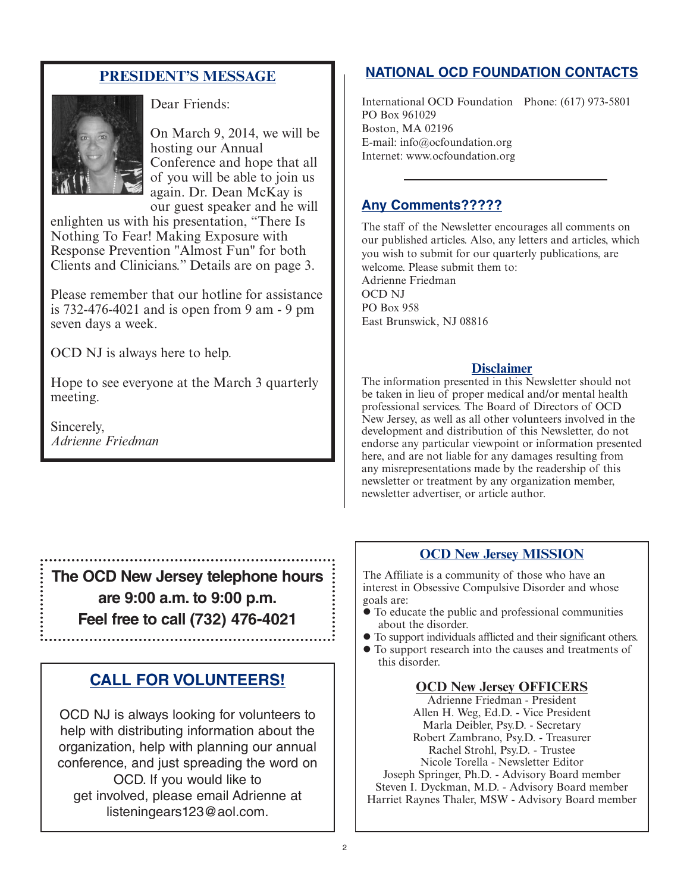## PRESIDENT'S MESSAGE

Dear Friends:

On March 9, 2014, we will be hosting our Annual Conference and hope that all of you will be able to join us again. Dr. Dean McKay is our guest speaker and he will enlighten us with his presentation, "There Is Nothing To Fear! Making Exposure with Response Prevention "Almost Fun" for both Clients and Clinicians." Details are on page 3.

Please remember that our hotline for assistance is 732-476-4021 and is open from 9 am - 9 pm seven days a week.

OCD NJ is always here to help.

Hope to see everyone at the March 3 quarterly meeting.

Sincerely,
*Adrienne Friedman*

**The OCD New Jersey telephone hours are 9:00 a.m. to 9:00 p.m. Feel free to call (732) 476-4021**

## CALL FOR VOLUNTEERS!

OCD NJ is always looking for volunteers to help with distributing information about the organization, help with planning our annual conference, and just spreading the word on OCD. If you would like to get involved, please email Adrienne at listeningears123@aol.com.

## NATIONAL OCD FOUNDATION CONTACTS

International OCD Foundation Phone: (617) 973-5801
PO Box 961029
Boston, MA 02196
E-mail: info@ocfoundation.org
Internet: www.ocfoundation.org

## Any Comments?????

The staff of the Newsletter encourages all comments on our published articles. Also, any letters and articles, which you wish to submit for our quarterly publications, are welcome. Please submit them to:
Adrienne Friedman
OCD NJ
PO Box 958
East Brunswick, NJ 08816

## Disclaimer

The information presented in this Newsletter should not be taken in lieu of proper medical and/or mental health professional services. The Board of Directors of OCD New Jersey, as well as all other volunteers involved in the development and distribution of this Newsletter, do not endorse any particular viewpoint or information presented here, and are not liable for any damages resulting from any misrepresentations made by the readership of this newsletter or treatment by any organization member, newsletter advertiser, or article author.

## OCD New Jersey MISSION

The Affiliate is a community of those who have an interest in Obsessive Compulsive Disorder and whose goals are:

- To educate the public and professional communities about the disorder.
- To support individuals afflicted and their significant others.
- To support research into the causes and treatments of this disorder.

## OCD New Jersey OFFICERS

Adrienne Friedman - President
Allen H. Weg, Ed.D. - Vice President
Marla Deibler, Psy.D. - Secretary
Robert Zambrano, Psy.D. - Treasurer
Rachel Strohl, Psy.D. - Trustee
Nicole Torella - Newsletter Editor
Joseph Springer, Ph.D. - Advisory Board member
Steven I. Dyckman, M.D. - Advisory Board member
Harriet Raynes Thaler, MSW - Advisory Board member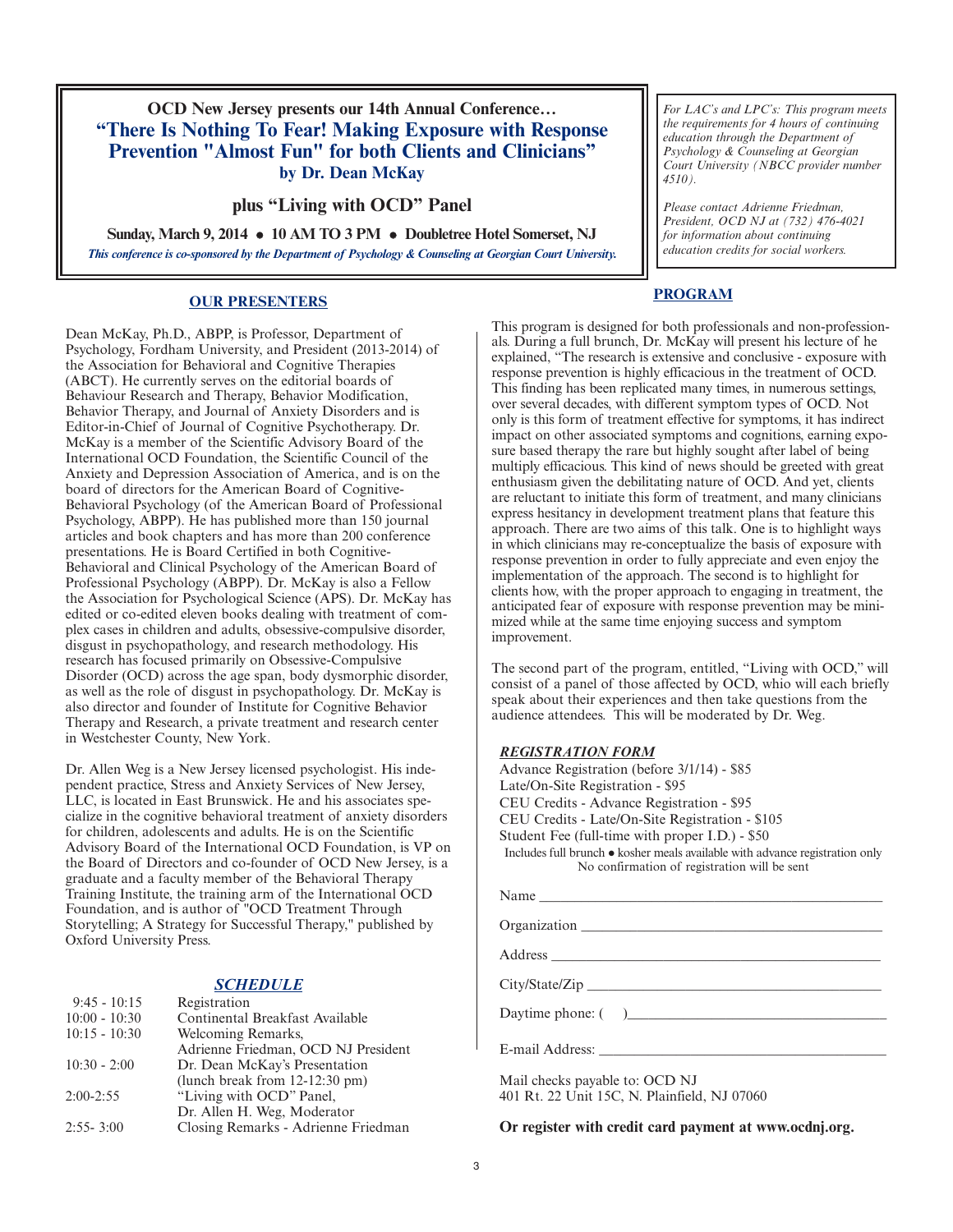# OCD New Jersey presents our 14th Annual Conference…
## "There Is Nothing To Fear! Making Exposure with Response Prevention "Almost Fun" for both Clients and Clinicians"
**by Dr. Dean McKay**

## plus "Living with OCD" Panel

**Sunday, March 9, 2014 • 10 AM TO 3 PM • Doubletree Hotel Somerset, NJ**

*This conference is co-sponsored by the Department of Psychology & Counseling at Georgian Court University.*

*For LAC's and LPC's: This program meets the requirements for 4 hours of continuing education through the Department of Psychology & Counseling at Georgian Court University (NBCC provider number 4510).*

*Please contact Adrienne Friedman, President, OCD NJ at (732) 476-4021 for information about continuing education credits for social workers.*

## OUR PRESENTERS

Dean McKay, Ph.D., ABPP, is Professor, Department of Psychology, Fordham University, and President (2013-2014) of the Association for Behavioral and Cognitive Therapies (ABCT). He currently serves on the editorial boards of Behaviour Research and Therapy, Behavior Modification, Behavior Therapy, and Journal of Anxiety Disorders and is Editor-in-Chief of Journal of Cognitive Psychotherapy. Dr. McKay is a member of the Scientific Advisory Board of the International OCD Foundation, the Scientific Council of the Anxiety and Depression Association of America, and is on the board of directors for the American Board of Cognitive-Behavioral Psychology (of the American Board of Professional Psychology, ABPP). He has published more than 150 journal articles and book chapters and has more than 200 conference presentations. He is Board Certified in both Cognitive-Behavioral and Clinical Psychology of the American Board of Professional Psychology (ABPP). Dr. McKay is also a Fellow the Association for Psychological Science (APS). Dr. McKay has edited or co-edited eleven books dealing with treatment of complex cases in children and adults, obsessive-compulsive disorder, disgust in psychopathology, and research methodology. His research has focused primarily on Obsessive-Compulsive Disorder (OCD) across the age span, body dysmorphic disorder, as well as the role of disgust in psychopathology. Dr. McKay is also director and founder of Institute for Cognitive Behavior Therapy and Research, a private treatment and research center in Westchester County, New York.

Dr. Allen Weg is a New Jersey licensed psychologist. His independent practice, Stress and Anxiety Services of New Jersey, LLC, is located in East Brunswick. He and his associates specialize in the cognitive behavioral treatment of anxiety disorders for children, adolescents and adults. He is on the Scientific Advisory Board of the International OCD Foundation, is VP on the Board of Directors and co-founder of OCD New Jersey, is a graduate and a faculty member of the Behavioral Therapy Training Institute, the training arm of the International OCD Foundation, and is author of "OCD Treatment Through Storytelling; A Strategy for Successful Therapy," published by Oxford University Press.

## *SCHEDULE*

| | |
|---|---|
| 9:45 - 10:15 | Registration |
| 10:00 - 10:30 | Continental Breakfast Available |
| 10:15 - 10:30 | Welcoming Remarks, Adrienne Friedman, OCD NJ President |
| 10:30 - 2:00 | Dr. Dean McKay's Presentation (lunch break from 12-12:30 pm) |
| 2:00-2:55 | "Living with OCD" Panel, Dr. Allen H. Weg, Moderator |
| 2:55- 3:00 | Closing Remarks - Adrienne Friedman |

## PROGRAM

This program is designed for both professionals and non-professionals. During a full brunch, Dr. McKay will present his lecture of he explained, "The research is extensive and conclusive - exposure with response prevention is highly efficacious in the treatment of OCD. This finding has been replicated many times, in numerous settings, over several decades, with different symptom types of OCD. Not only is this form of treatment effective for symptoms, it has indirect impact on other associated symptoms and cognitions, earning exposure based therapy the rare but highly sought after label of being multiply efficacious. This kind of news should be greeted with great enthusiasm given the debilitating nature of OCD. And yet, clients are reluctant to initiate this form of treatment, and many clinicians express hesitancy in development treatment plans that feature this approach. There are two aims of this talk. One is to highlight ways in which clinicians may re-conceptualize the basis of exposure with response prevention in order to fully appreciate and even enjoy the implementation of the approach. The second is to highlight for clients how, with the proper approach to engaging in treatment, the anticipated fear of exposure with response prevention may be minimized while at the same time enjoying success and symptom improvement.

The second part of the program, entitled, "Living with OCD," will consist of a panel of those affected by OCD, who will each briefly speak about their experiences and then take questions from the audience attendees. This will be moderated by Dr. Weg.

### *REGISTRATION FORM*

Advance Registration (before 3/1/14) - $85
Late/On-Site Registration - $95
CEU Credits - Advance Registration - $95
CEU Credits - Late/On-Site Registration - $105
Student Fee (full-time with proper I.D.) - $50
Includes full brunch • kosher meals available with advance registration only
No confirmation of registration will be sent

Name ______________________________

Organization ______________________________

Address ______________________________

City/State/Zip ______________________________

Daytime phone: (    )______________________________

E-mail Address: ______________________________

Mail checks payable to: OCD NJ
401 Rt. 22 Unit 15C, N. Plainfield, NJ 07060

**Or register with credit card payment at www.ocdnj.org.**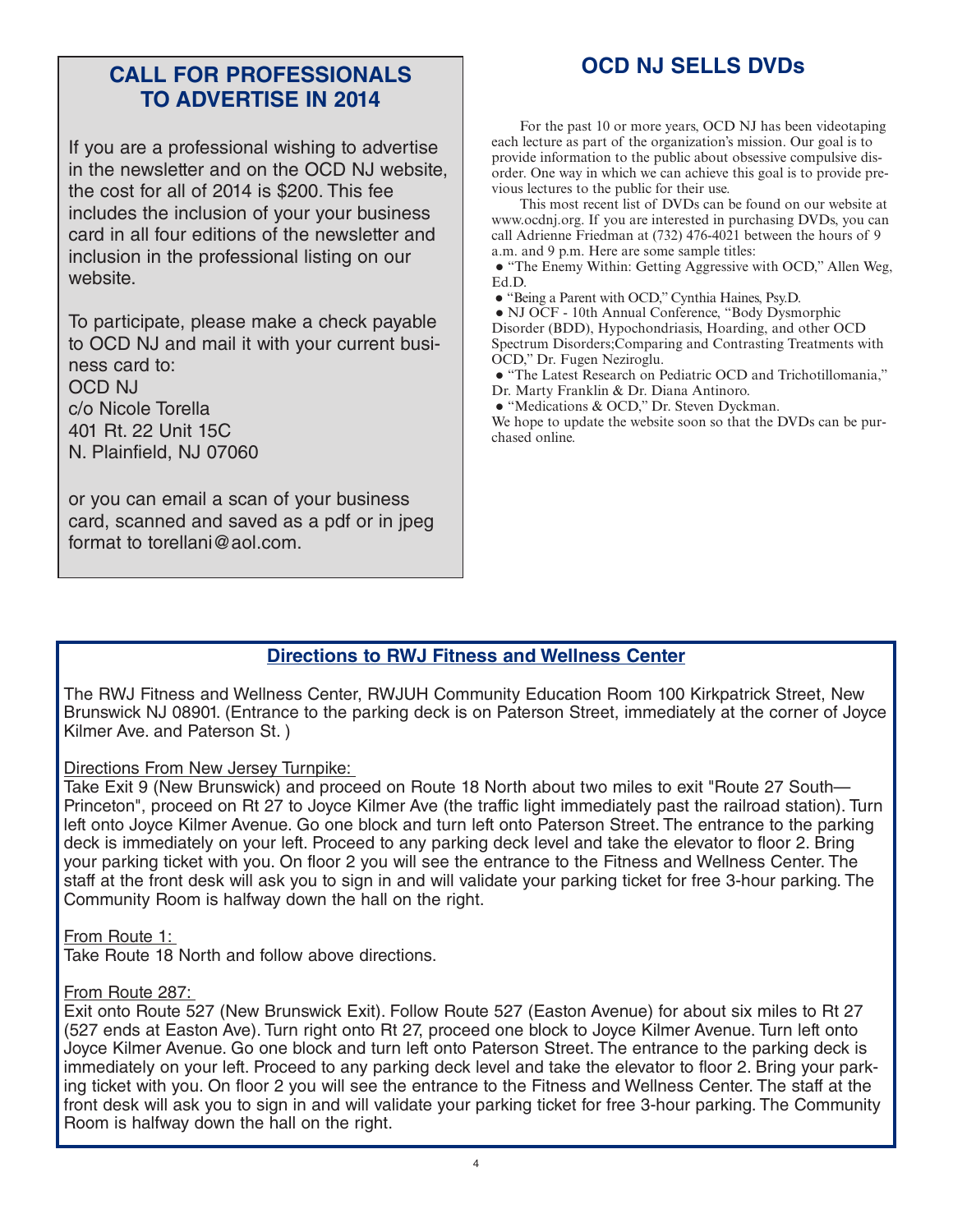## CALL FOR PROFESSIONALS TO ADVERTISE IN 2014

If you are a professional wishing to advertise in the newsletter and on the OCD NJ website, the cost for all of 2014 is $200. This fee includes the inclusion of your your business card in all four editions of the newsletter and inclusion in the professional listing on our website.

To participate, please make a check payable to OCD NJ and mail it with your current business card to:
OCD NJ
c/o Nicole Torella
401 Rt. 22 Unit 15C
N. Plainfield, NJ 07060

or you can email a scan of your business card, scanned and saved as a pdf or in jpeg format to torellani@aol.com.

## OCD NJ SELLS DVDs

For the past 10 or more years, OCD NJ has been videotaping each lecture as part of the organization's mission. Our goal is to provide information to the public about obsessive compulsive disorder. One way in which we can achieve this goal is to provide previous lectures to the public for their use.

This most recent list of DVDs can be found on our website at www.ocdnj.org. If you are interested in purchasing DVDs, you can call Adrienne Friedman at (732) 476-4021 between the hours of 9 a.m. and 9 p.m. Here are some sample titles:

- "The Enemy Within: Getting Aggressive with OCD," Allen Weg, Ed.D.
- "Being a Parent with OCD," Cynthia Haines, Psy.D.
- NJ OCF - 10th Annual Conference, "Body Dysmorphic Disorder (BDD), Hypochondriasis, Hoarding, and other OCD Spectrum Disorders;Comparing and Contrasting Treatments with OCD," Dr. Fugen Neziroglu.
- "The Latest Research on Pediatric OCD and Trichotillomania," Dr. Marty Franklin & Dr. Diana Antinoro.
- "Medications & OCD," Dr. Steven Dyckman.

We hope to update the website soon so that the DVDs can be purchased online.

## Directions to RWJ Fitness and Wellness Center

The RWJ Fitness and Wellness Center, RWJUH Community Education Room 100 Kirkpatrick Street, New Brunswick NJ 08901. (Entrance to the parking deck is on Paterson Street, immediately at the corner of Joyce Kilmer Ave. and Paterson St. )

Directions From New Jersey Turnpike:
Take Exit 9 (New Brunswick) and proceed on Route 18 North about two miles to exit "Route 27 South—Princeton", proceed on Rt 27 to Joyce Kilmer Ave (the traffic light immediately past the railroad station). Turn left onto Joyce Kilmer Avenue. Go one block and turn left onto Paterson Street. The entrance to the parking deck is immediately on your left. Proceed to any parking deck level and take the elevator to floor 2. Bring your parking ticket with you. On floor 2 you will see the entrance to the Fitness and Wellness Center. The staff at the front desk will ask you to sign in and will validate your parking ticket for free 3-hour parking. The Community Room is halfway down the hall on the right.

From Route 1:
Take Route 18 North and follow above directions.

From Route 287:
Exit onto Route 527 (New Brunswick Exit). Follow Route 527 (Easton Avenue) for about six miles to Rt 27 (527 ends at Easton Ave). Turn right onto Rt 27, proceed one block to Joyce Kilmer Avenue. Turn left onto Joyce Kilmer Avenue. Go one block and turn left onto Paterson Street. The entrance to the parking deck is immediately on your left. Proceed to any parking deck level and take the elevator to floor 2. Bring your parking ticket with you. On floor 2 you will see the entrance to the Fitness and Wellness Center. The staff at the front desk will ask you to sign in and will validate your parking ticket for free 3-hour parking. The Community Room is halfway down the hall on the right.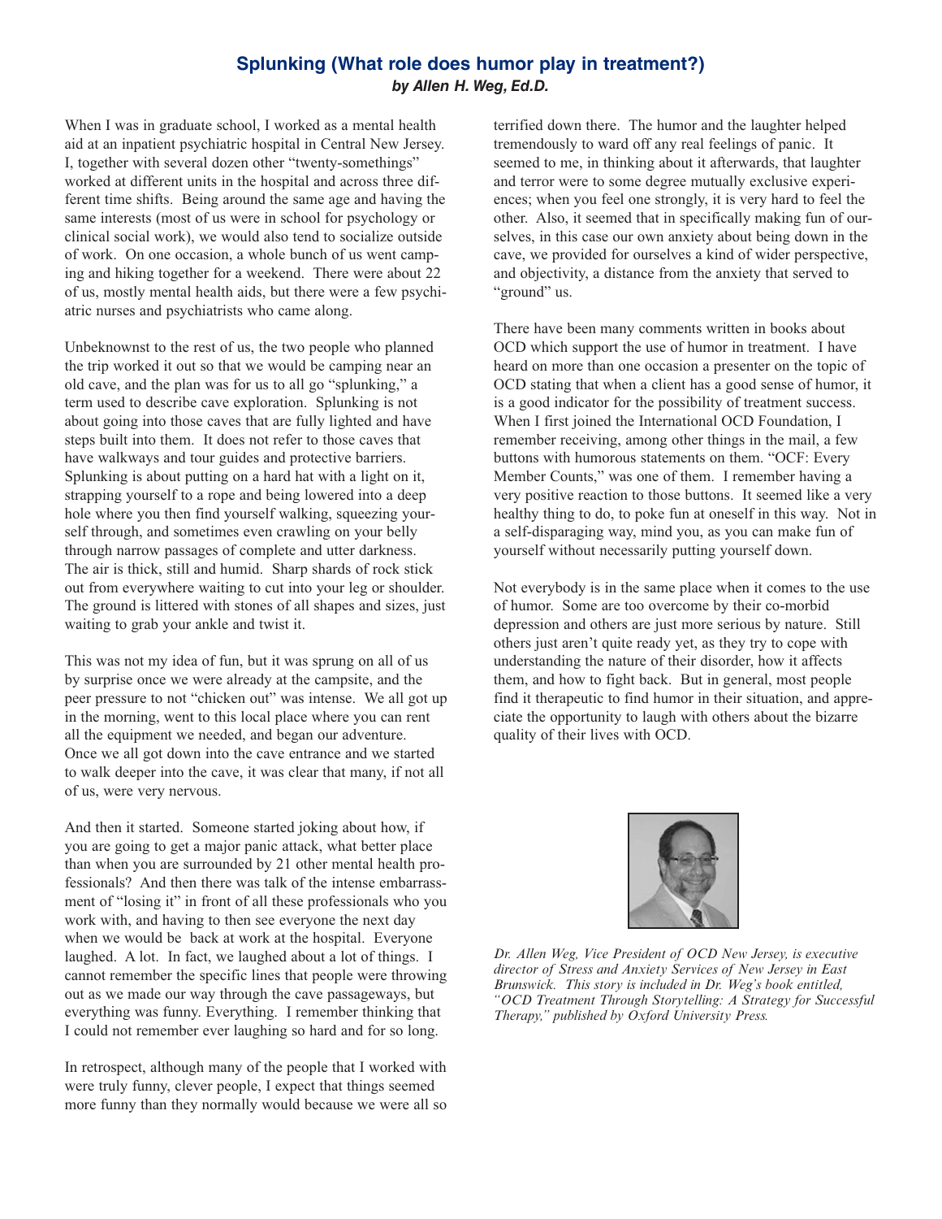## Splunking (What role does humor play in treatment?)

***by Allen H. Weg, Ed.D.***

When I was in graduate school, I worked as a mental health aid at an inpatient psychiatric hospital in Central New Jersey. I, together with several dozen other "twenty-somethings" worked at different units in the hospital and across three different time shifts. Being around the same age and having the same interests (most of us were in school for psychology or clinical social work), we would also tend to socialize outside of work. On one occasion, a whole bunch of us went camping and hiking together for a weekend. There were about 22 of us, mostly mental health aids, but there were a few psychiatric nurses and psychiatrists who came along.

Unbeknownst to the rest of us, the two people who planned the trip worked it out so that we would be camping near an old cave, and the plan was for us to all go "splunking," a term used to describe cave exploration. Splunking is not about going into those caves that are fully lighted and have steps built into them. It does not refer to those caves that have walkways and tour guides and protective barriers. Splunking is about putting on a hard hat with a light on it, strapping yourself to a rope and being lowered into a deep hole where you then find yourself walking, squeezing yourself through, and sometimes even crawling on your belly through narrow passages of complete and utter darkness. The air is thick, still and humid. Sharp shards of rock stick out from everywhere waiting to cut into your leg or shoulder. The ground is littered with stones of all shapes and sizes, just waiting to grab your ankle and twist it.

This was not my idea of fun, but it was sprung on all of us by surprise once we were already at the campsite, and the peer pressure to not "chicken out" was intense. We all got up in the morning, went to this local place where you can rent all the equipment we needed, and began our adventure. Once we all got down into the cave entrance and we started to walk deeper into the cave, it was clear that many, if not all of us, were very nervous.

And then it started. Someone started joking about how, if you are going to get a major panic attack, what better place than when you are surrounded by 21 other mental health professionals? And then there was talk of the intense embarrassment of "losing it" in front of all these professionals who you work with, and having to then see everyone the next day when we would be back at work at the hospital. Everyone laughed. A lot. In fact, we laughed about a lot of things. I cannot remember the specific lines that people were throwing out as we made our way through the cave passageways, but everything was funny. Everything. I remember thinking that I could not remember ever laughing so hard and for so long.

In retrospect, although many of the people that I worked with were truly funny, clever people, I expect that things seemed more funny than they normally would because we were all so terrified down there. The humor and the laughter helped tremendously to ward off any real feelings of panic. It seemed to me, in thinking about it afterwards, that laughter and terror were to some degree mutually exclusive experiences; when you feel one strongly, it is very hard to feel the other. Also, it seemed that in specifically making fun of ourselves, in this case our own anxiety about being down in the cave, we provided for ourselves a kind of wider perspective, and objectivity, a distance from the anxiety that served to "ground" us.

There have been many comments written in books about OCD which support the use of humor in treatment. I have heard on more than one occasion a presenter on the topic of OCD stating that when a client has a good sense of humor, it is a good indicator for the possibility of treatment success. When I first joined the International OCD Foundation, I remember receiving, among other things in the mail, a few buttons with humorous statements on them. "OCF: Every Member Counts," was one of them. I remember having a very positive reaction to those buttons. It seemed like a very healthy thing to do, to poke fun at oneself in this way. Not in a self-disparaging way, mind you, as you can make fun of yourself without necessarily putting yourself down.

Not everybody is in the same place when it comes to the use of humor. Some are too overcome by their co-morbid depression and others are just more serious by nature. Still others just aren't quite ready yet, as they try to cope with understanding the nature of their disorder, how it affects them, and how to fight back. But in general, most people find it therapeutic to find humor in their situation, and appreciate the opportunity to laugh with others about the bizarre quality of their lives with OCD.

*Dr. Allen Weg, Vice President of OCD New Jersey, is executive director of Stress and Anxiety Services of New Jersey in East Brunswick. This story is included in Dr. Weg's book entitled, "OCD Treatment Through Storytelling: A Strategy for Successful Therapy," published by Oxford University Press.*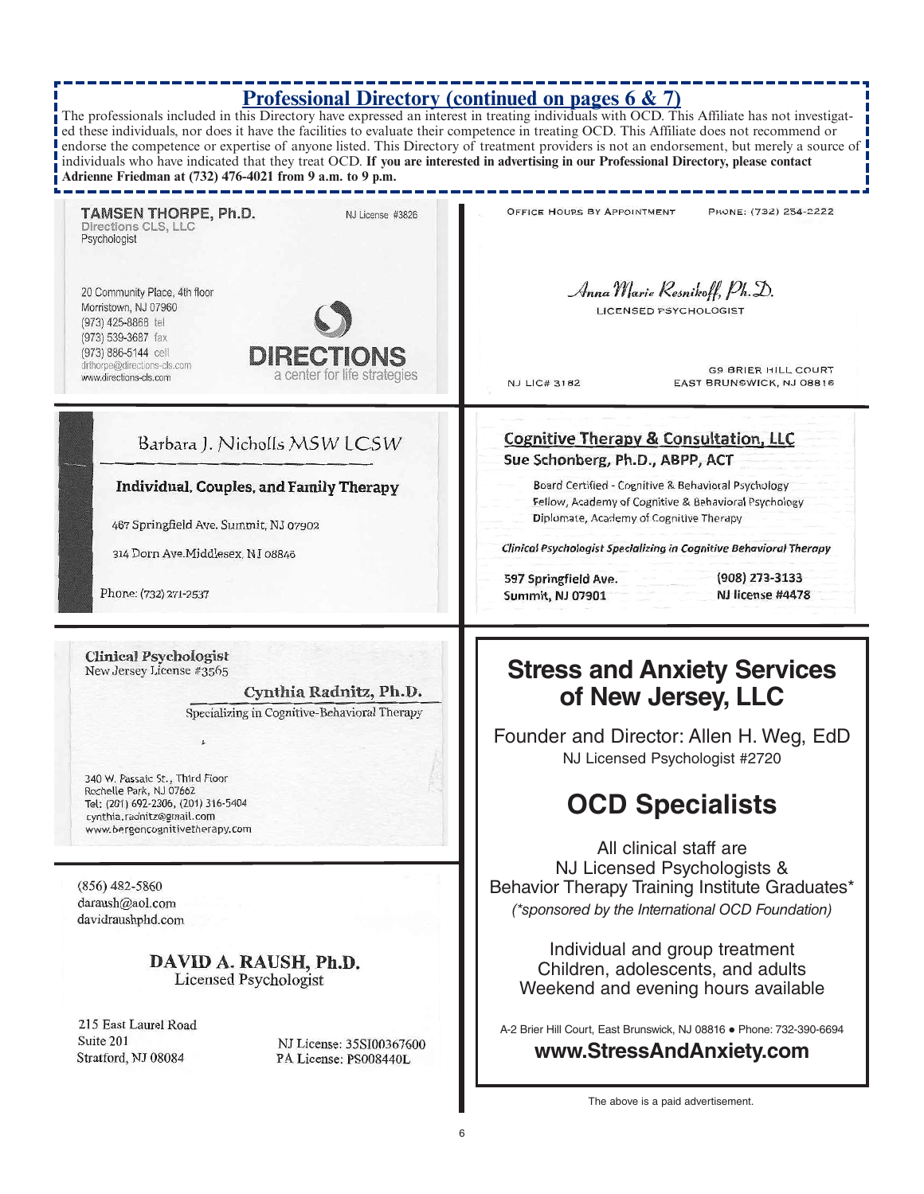## Professional Directory (continued on pages 6 & 7)

The professionals included in this Directory have expressed an interest in treating individuals with OCD. This Affiliate has not investigated these individuals, nor does it have the facilities to evaluate their competence in treating OCD. This Affiliate does not recommend or endorse the competence or expertise of anyone listed. This Directory of treatment providers is not an endorsement, but merely a source of individuals who have indicated that they treat OCD. **If you are interested in advertising in our Professional Directory, please contact Adrienne Friedman at (732) 476-4021 from 9 a.m. to 9 p.m.**

---

**TAMSEN THORPE, Ph.D.**
Directions CLS, LLC
Psychologist
NJ License #3826

20 Community Place, 4th floor
Morristown, NJ 07960
(973) 425-8868 tel
(973) 539-3687 fax
(973) 886-5144 cell
drthorpe@directions-cls.com
www.directions-cls.com

DIRECTIONS
a center for life strategies

---

OFFICE HOURS BY APPOINTMENT
PHONE: (732) 254-2222

*Anna Marie Resnikoff, Ph.D.*
LICENSED PSYCHOLOGIST

NJ LIC# 3182
69 BRIER HILL COURT
EAST BRUNSWICK, NJ 08816

---

Barbara J. Nicholls MSW LCSW

**Individual, Couples, and Family Therapy**

467 Springfield Ave. Summit, NJ 07902

314 Dorn Ave. Middlesex, NJ 08846

Phone: (732) 271-2537

---

**Cognitive Therapy & Consultation, LLC**
**Sue Schonberg, Ph.D., ABPP, ACT**

Board Certified - Cognitive & Behavioral Psychology
Fellow, Academy of Cognitive & Behavioral Psychology
Diplomate, Academy of Cognitive Therapy

*Clinical Psychologist Specializing in Cognitive Behavioral Therapy*

597 Springfield Ave.
Summit, NJ 07901
(908) 273-3133
NJ license #4478

---

**Clinical Psychologist**
New Jersey License #3565

**Cynthia Radnitz, Ph.D.**
Specializing in Cognitive-Behavioral Therapy

340 W. Passaic St., Third Floor
Rochelle Park, NJ 07662
Tel: (201) 692-2306, (201) 316-5404
cynthia.radnitz@gmail.com
www.bergencognitivetherapy.com

---

(856) 482-5860
daraush@aol.com
davidraushphd.com

**DAVID A. RAUSH, Ph.D.**
Licensed Psychologist

215 East Laurel Road
Suite 201
Stratford, NJ 08084

NJ License: 35SI00367600
PA License: PS008440L

---

## Stress and Anxiety Services of New Jersey, LLC

Founder and Director: Allen H. Weg, EdD
NJ Licensed Psychologist #2720

## OCD Specialists

All clinical staff are
NJ Licensed Psychologists &
Behavior Therapy Training Institute Graduates*
*(*sponsored by the International OCD Foundation)*

Individual and group treatment
Children, adolescents, and adults
Weekend and evening hours available

A-2 Brier Hill Court, East Brunswick, NJ 08816 • Phone: 732-390-6694

**www.StressAndAnxiety.com**

The above is a paid advertisement.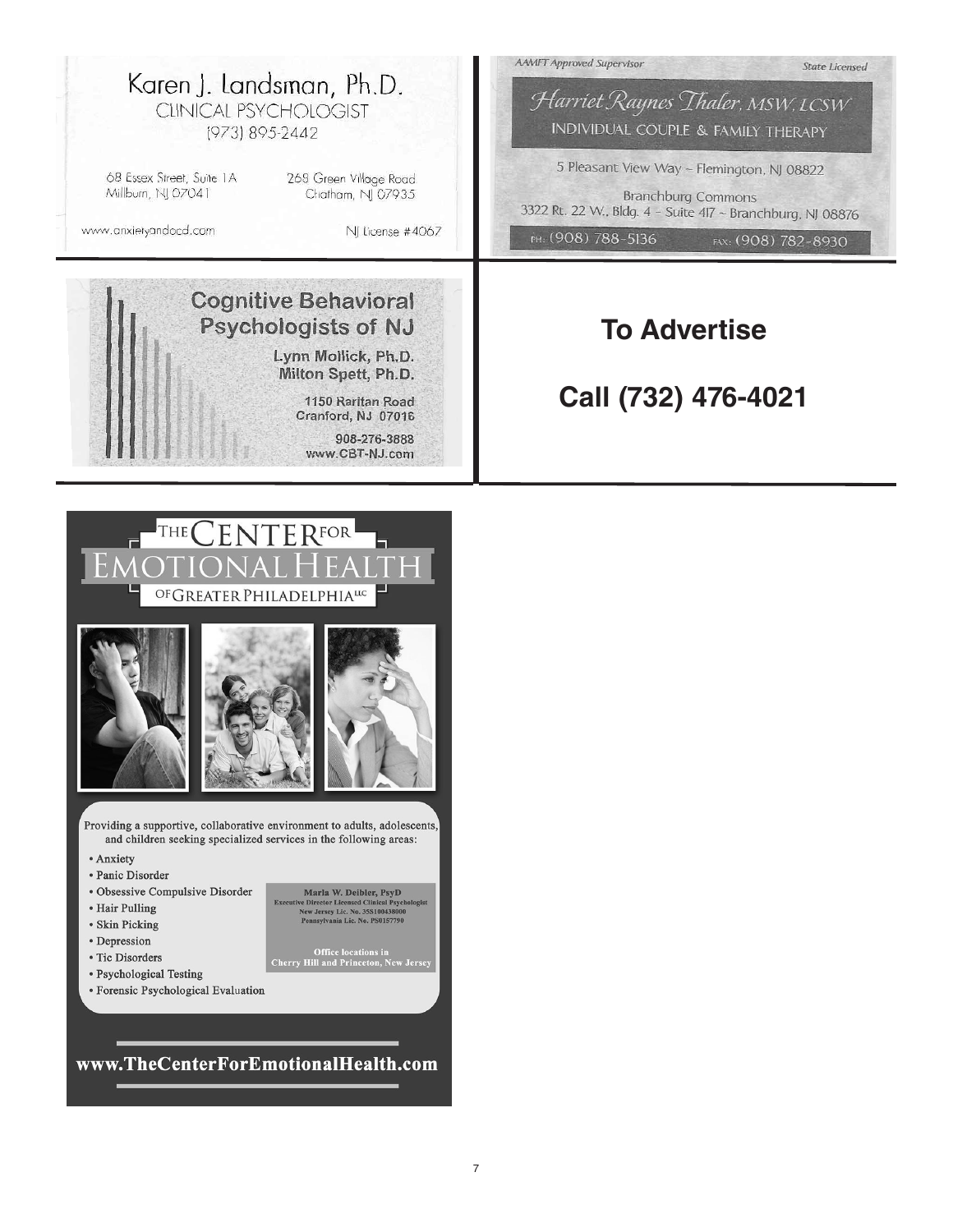Karen J. Landsman, Ph.D.
CLINICAL PSYCHOLOGIST
(973) 895-2442

68 Essex Street, Suite 1A
Millburn, NJ 07041

269 Green Village Road
Chatham, NJ 07935

www.anxietyandocd.com

NJ License #4067

---

*AAMFT Approved Supervisor* *State Licensed*

*Harriet Raynes Thaler, MSW, LCSW*
INDIVIDUAL COUPLE & FAMILY THERAPY

5 Pleasant View Way ~ Flemington, NJ 08822

Branchburg Commons
3322 Rt. 22 W., Bldg. 4 - Suite 417 ~ Branchburg, NJ 08876

PH: (908) 788-5136 FAX: (908) 782-8930

---

**Cognitive Behavioral Psychologists of NJ**

Lynn Mollick, Ph.D.
Milton Spett, Ph.D.

1150 Raritan Road
Cranford, NJ 07016

908-276-3888
www.CBT-NJ.com

---

## To Advertise

## Call (732) 476-4021

---

THE CENTER FOR EMOTIONAL HEALTH OF GREATER PHILADELPHIA LLC

Providing a supportive, collaborative environment to adults, adolescents, and children seeking specialized services in the following areas:

- Anxiety
- Panic Disorder
- Obsessive Compulsive Disorder
- Hair Pulling
- Skin Picking
- Depression
- Tic Disorders
- Psychological Testing
- Forensic Psychological Evaluation

Maria W. Deibler, PsyD
Executive Director Licensed Clinical Psychologist
New Jersey Lic. No. 35SI00438000
Pennsylvania Lic. No. PS0157790

Office locations in
Cherry Hill and Princeton, New Jersey

**www.TheCenterForEmotionalHealth.com**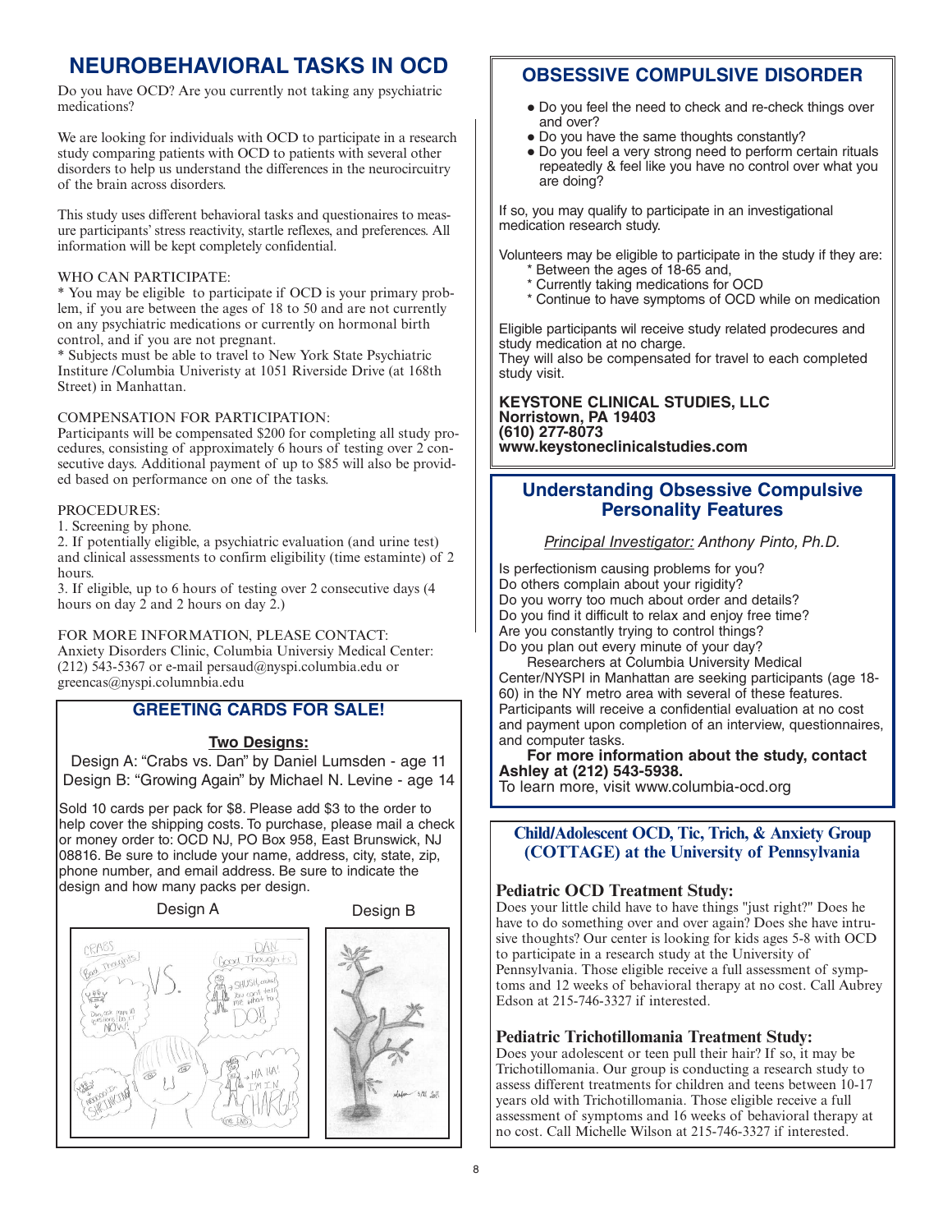# NEUROBEHAVIORAL TASKS IN OCD

Do you have OCD? Are you currently not taking any psychiatric medications?

We are looking for individuals with OCD to participate in a research study comparing patients with OCD to patients with several other disorders to help us understand the differences in the neurocircuitry of the brain across disorders.

This study uses different behavioral tasks and questionaires to measure participants' stress reactivity, startle reflexes, and preferences. All information will be kept completely confidential.

WHO CAN PARTICIPATE:

* You may be eligible to participate if OCD is your primary problem, if you are between the ages of 18 to 50 and are not currently on any psychiatric medications or currently on hormonal birth control, and if you are not pregnant.
* Subjects must be able to travel to New York State Psychiatric Institute /Columbia Univeristy at 1051 Riverside Drive (at 168th Street) in Manhattan.

COMPENSATION FOR PARTICIPATION:

Participants will be compensated $200 for completing all study procedures, consisting of approximately 6 hours of testing over 2 consecutive days. Additional payment of up to $85 will also be provided based on performance on one of the tasks.

PROCEDURES:

1. Screening by phone.
2. If potentially eligible, a psychiatric evaluation (and urine test) and clinical assessments to confirm eligibility (time estaminte) of 2 hours.
3. If eligible, up to 6 hours of testing over 2 consecutive days (4 hours on day 2 and 2 hours on day 2.)

FOR MORE INFORMATION, PLEASE CONTACT:

Anxiety Disorders Clinic, Columbia Universiy Medical Center: (212) 543-5367 or e-mail persaud@nyspi.columbia.edu or greencas@nyspi.columnbia.edu

## GREETING CARDS FOR SALE!

**Two Designs:**

Design A: "Crabs vs. Dan" by Daniel Lumsden - age 11
Design B: "Growing Again" by Michael N. Levine - age 14

Sold 10 cards per pack for $8. Please add $3 to the order to help cover the shipping costs. To purchase, please mail a check or money order to: OCD NJ, PO Box 958, East Brunswick, NJ 08816. Be sure to include your name, address, city, state, zip, phone number, and email address. Be sure to indicate the design and how many packs per design.

Design A

Design B

## OBSESSIVE COMPULSIVE DISORDER

- Do you feel the need to check and re-check things over and over?
- Do you have the same thoughts constantly?
- Do you feel a very strong need to perform certain rituals repeatedly & feel like you have no control over what you are doing?

If so, you may qualify to participate in an investigational medication research study.

Volunteers may be eligible to participate in the study if they are:

* Between the ages of 18-65 and,
* Currently taking medications for OCD
* Continue to have symptoms of OCD while on medication

Eligible participants wil receive study related prodecures and study medication at no charge.
They will also be compensated for travel to each completed study visit.

**KEYSTONE CLINICAL STUDIES, LLC**
**Norristown, PA 19403**
**(610) 277-8073**
**www.keystoneclinicalstudies.com**

## Understanding Obsessive Compulsive Personality Features

*Principal Investigator: Anthony Pinto, Ph.D.*

Is perfectionism causing problems for you?
Do others complain about your rigidity?
Do you worry too much about order and details?
Do you find it difficult to relax and enjoy free time?
Are you constantly trying to control things?
Do you plan out every minute of your day?

Researchers at Columbia University Medical Center/NYSPI in Manhattan are seeking participants (age 18-60) in the NY metro area with several of these features. Participants will receive a confidential evaluation at no cost and payment upon completion of an interview, questionnaires, and computer tasks.

**For more information about the study, contact Ashley at (212) 543-5938.**
To learn more, visit www.columbia-ocd.org

## Child/Adolescent OCD, Tic, Trich, & Anxiety Group (COTTAGE) at the University of Pennsylvania

### Pediatric OCD Treatment Study:

Does your little child have to have things "just right?" Does he have to do something over and over again? Does she have intrusive thoughts? Our center is looking for kids ages 5-8 with OCD to participate in a research study at the University of Pennsylvania. Those eligible receive a full assessment of symptoms and 12 weeks of behavioral therapy at no cost. Call Aubrey Edson at 215-746-3327 if interested.

### Pediatric Trichotillomania Treatment Study:

Does your adolescent or teen pull their hair? If so, it may be Trichotillomania. Our group is conducting a research study to assess different treatments for children and teens between 10-17 years old with Trichotillomania. Those eligible receive a full assessment of symptoms and 16 weeks of behavioral therapy at no cost. Call Michelle Wilson at 215-746-3327 if interested.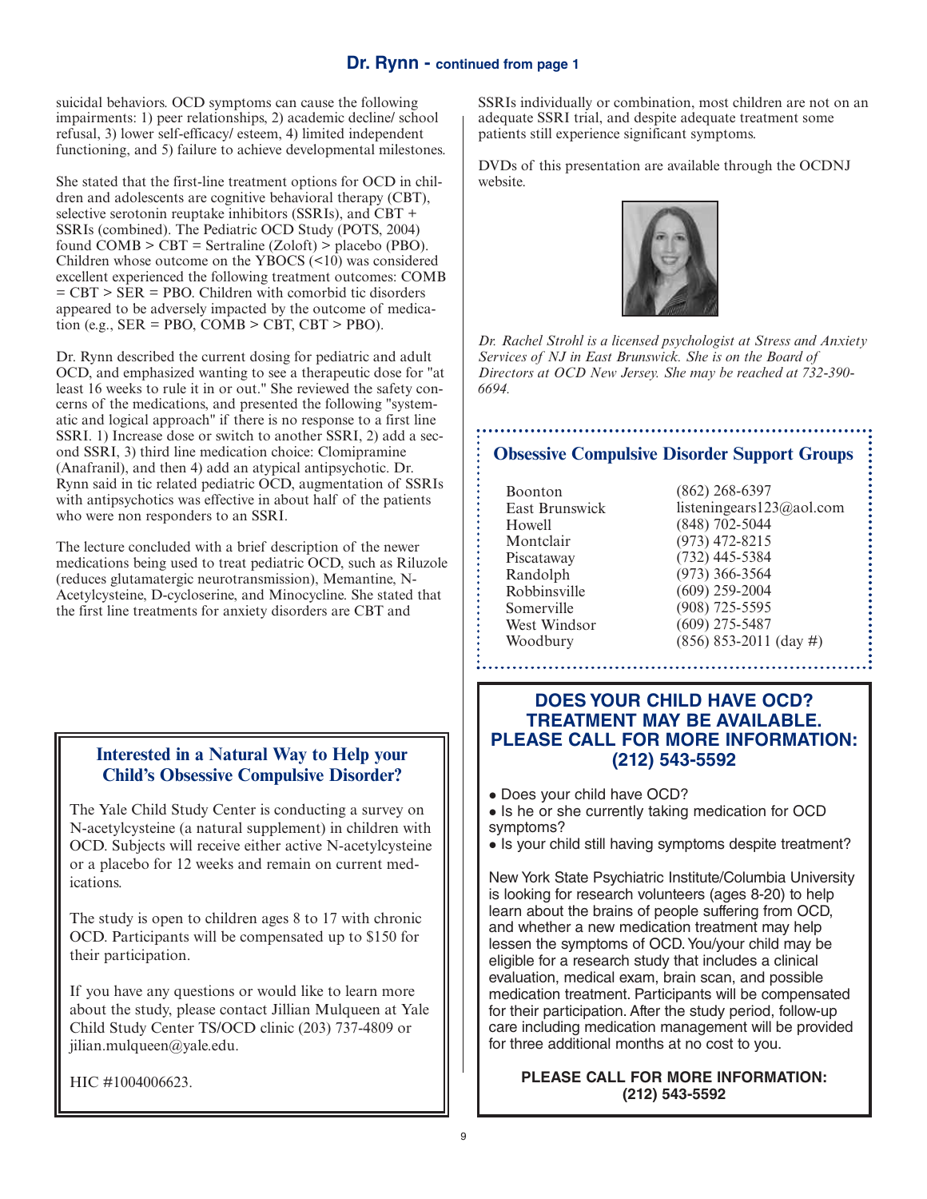## Dr. Rynn - continued from page 1

suicidal behaviors. OCD symptoms can cause the following impairments: 1) peer relationships, 2) academic decline/ school refusal, 3) lower self-efficacy/ esteem, 4) limited independent functioning, and 5) failure to achieve developmental milestones.

She stated that the first-line treatment options for OCD in children and adolescents are cognitive behavioral therapy (CBT), selective serotonin reuptake inhibitors (SSRIs), and CBT + SSRIs (combined). The Pediatric OCD Study (POTS, 2004) found COMB > CBT = Sertraline (Zoloft) > placebo (PBO). Children whose outcome on the YBOCS (<10) was considered excellent experienced the following treatment outcomes: COMB = CBT > SER = PBO. Children with comorbid tic disorders appeared to be adversely impacted by the outcome of medication (e.g., SER = PBO, COMB > CBT, CBT > PBO).

Dr. Rynn described the current dosing for pediatric and adult OCD, and emphasized wanting to see a therapeutic dose for "at least 16 weeks to rule it in or out." She reviewed the safety concerns of the medications, and presented the following "systematic and logical approach" if there is no response to a first line SSRI. 1) Increase dose or switch to another SSRI, 2) add a second SSRI, 3) third line medication choice: Clomipramine (Anafranil), and then 4) add an atypical antipsychotic. Dr. Rynn said in tic related pediatric OCD, augmentation of SSRIs with antipsychotics was effective in about half of the patients who were non responders to an SSRI.

The lecture concluded with a brief description of the newer medications being used to treat pediatric OCD, such as Riluzole (reduces glutamatergic neurotransmission), Memantine, N-Acetylcysteine, D-cycloserine, and Minocycline. She stated that the first line treatments for anxiety disorders are CBT and SSRIs individually or combination, most children are not on an adequate SSRI trial, and despite adequate treatment some patients still experience significant symptoms.

DVDs of this presentation are available through the OCDNJ website.

*Dr. Rachel Strohl is a licensed psychologist at Stress and Anxiety Services of NJ in East Brunswick. She is on the Board of Directors at OCD New Jersey. She may be reached at 732-390-6694.*

### Obsessive Compulsive Disorder Support Groups

| | |
|---|---|
| Boonton | (862) 268-6397 |
| East Brunswick | listeningears123@aol.com |
| Howell | (848) 702-5044 |
| Montclair | (973) 472-8215 |
| Piscataway | (732) 445-5384 |
| Randolph | (973) 366-3564 |
| Robbinsville | (609) 259-2004 |
| Somerville | (908) 725-5595 |
| West Windsor | (609) 275-5487 |
| Woodbury | (856) 853-2011 (day #) |

### Interested in a Natural Way to Help your Child's Obsessive Compulsive Disorder?

The Yale Child Study Center is conducting a survey on N-acetylcysteine (a natural supplement) in children with OCD. Subjects will receive either active N-acetylcysteine or a placebo for 12 weeks and remain on current medications.

The study is open to children ages 8 to 17 with chronic OCD. Participants will be compensated up to $150 for their participation.

If you have any questions or would like to learn more about the study, please contact Jillian Mulqueen at Yale Child Study Center TS/OCD clinic (203) 737-4809 or jilian.mulqueen@yale.edu.

HIC #1004006623.

### DOES YOUR CHILD HAVE OCD? TREATMENT MAY BE AVAILABLE. PLEASE CALL FOR MORE INFORMATION: (212) 543-5592

- Does your child have OCD?
- Is he or she currently taking medication for OCD symptoms?
- Is your child still having symptoms despite treatment?

New York State Psychiatric Institute/Columbia University is looking for research volunteers (ages 8-20) to help learn about the brains of people suffering from OCD, and whether a new medication treatment may help lessen the symptoms of OCD. You/your child may be eligible for a research study that includes a clinical evaluation, medical exam, brain scan, and possible medication treatment. Participants will be compensated for their participation. After the study period, follow-up care including medication management will be provided for three additional months at no cost to you.

**PLEASE CALL FOR MORE INFORMATION: (212) 543-5592**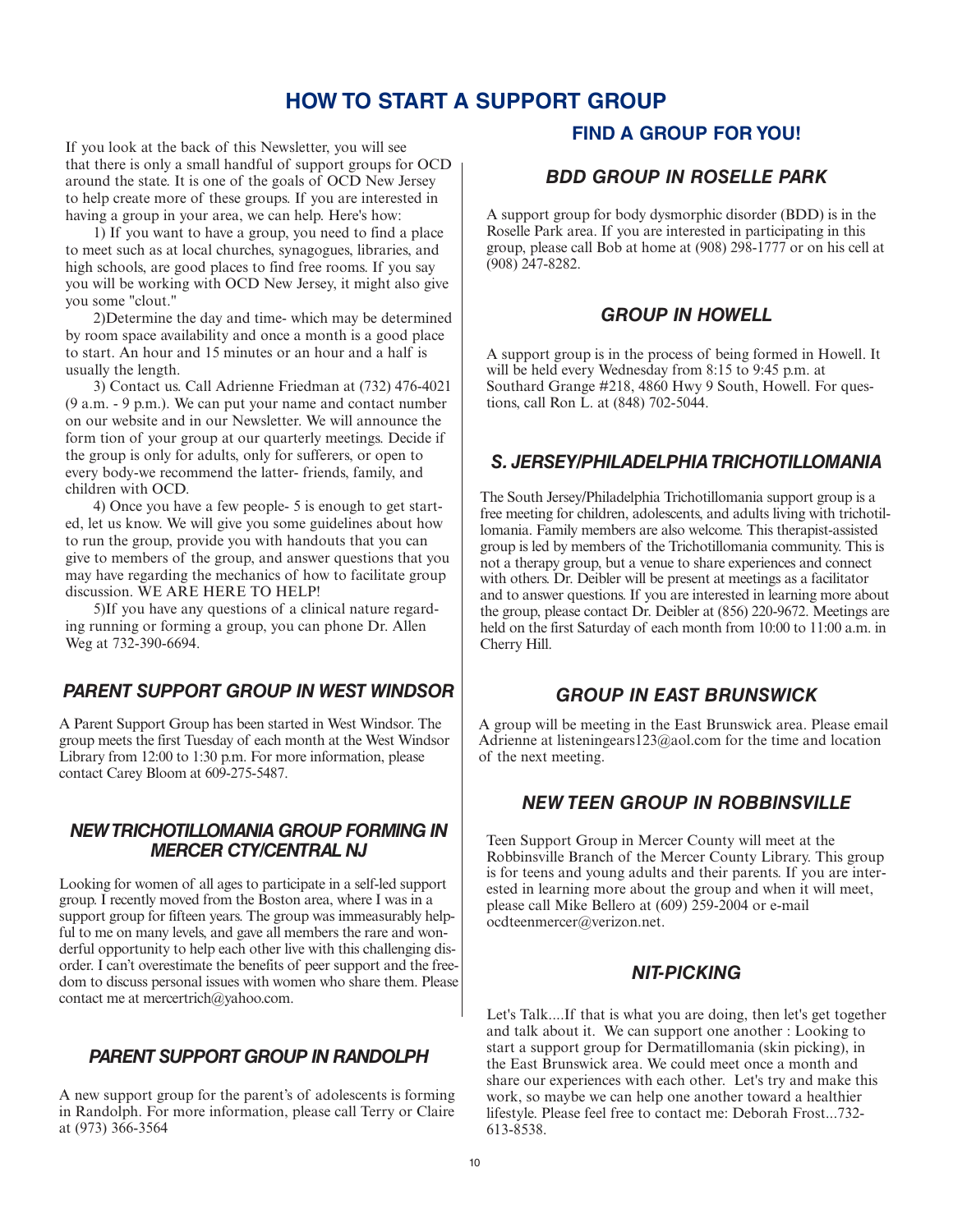# HOW TO START A SUPPORT GROUP

If you look at the back of this Newsletter, you will see that there is only a small handful of support groups for OCD around the state. It is one of the goals of OCD New Jersey to help create more of these groups. If you are interested in having a group in your area, we can help. Here's how:

1) If you want to have a group, you need to find a place to meet such as at local churches, synagogues, libraries, and high schools, are good places to find free rooms. If you say you will be working with OCD New Jersey, it might also give you some "clout."

2)Determine the day and time- which may be determined by room space availability and once a month is a good place to start. An hour and 15 minutes or an hour and a half is usually the length.

3) Contact us. Call Adrienne Friedman at (732) 476-4021 (9 a.m. - 9 p.m.). We can put your name and contact number on our website and in our Newsletter. We will announce the form tion of your group at our quarterly meetings. Decide if the group is only for adults, only for sufferers, or open to every body-we recommend the latter- friends, family, and children with OCD.

4) Once you have a few people- 5 is enough to get started, let us know. We will give you some guidelines about how to run the group, provide you with handouts that you can give to members of the group, and answer questions that you may have regarding the mechanics of how to facilitate group discussion. WE ARE HERE TO HELP!

5)If you have any questions of a clinical nature regarding running or forming a group, you can phone Dr. Allen Weg at 732-390-6694.

### *PARENT SUPPORT GROUP IN WEST WINDSOR*

A Parent Support Group has been started in West Windsor. The group meets the first Tuesday of each month at the West Windsor Library from 12:00 to 1:30 p.m. For more information, please contact Carey Bloom at 609-275-5487.

### *NEW TRICHOTILLOMANIA GROUP FORMING IN MERCER CTY/CENTRAL NJ*

Looking for women of all ages to participate in a self-led support group. I recently moved from the Boston area, where I was in a support group for fifteen years. The group was immeasurably helpful to me on many levels, and gave all members the rare and wonderful opportunity to help each other live with this challenging disorder. I can't overestimate the benefits of peer support and the freedom to discuss personal issues with women who share them. Please contact me at mercertrich@yahoo.com.

### *PARENT SUPPORT GROUP IN RANDOLPH*

A new support group for the parent's of adolescents is forming in Randolph. For more information, please call Terry or Claire at (973) 366-3564

## FIND A GROUP FOR YOU!

### *BDD GROUP IN ROSELLE PARK*

A support group for body dysmorphic disorder (BDD) is in the Roselle Park area. If you are interested in participating in this group, please call Bob at home at (908) 298-1777 or on his cell at (908) 247-8282.

### *GROUP IN HOWELL*

A support group is in the process of being formed in Howell. It will be held every Wednesday from 8:15 to 9:45 p.m. at Southard Grange #218, 4860 Hwy 9 South, Howell. For questions, call Ron L. at (848) 702-5044.

### *S. JERSEY/PHILADELPHIA TRICHOTILLOMANIA*

The South Jersey/Philadelphia Trichotillomania support group is a free meeting for children, adolescents, and adults living with trichotillomania. Family members are also welcome. This therapist-assisted group is led by members of the Trichotillomania community. This is not a therapy group, but a venue to share experiences and connect with others. Dr. Deibler will be present at meetings as a facilitator and to answer questions. If you are interested in learning more about the group, please contact Dr. Deibler at (856) 220-9672. Meetings are held on the first Saturday of each month from 10:00 to 11:00 a.m. in Cherry Hill.

### *GROUP IN EAST BRUNSWICK*

A group will be meeting in the East Brunswick area. Please email Adrienne at listeningears123@aol.com for the time and location of the next meeting.

### *NEW TEEN GROUP IN ROBBINSVILLE*

Teen Support Group in Mercer County will meet at the Robbinsville Branch of the Mercer County Library. This group is for teens and young adults and their parents. If you are interested in learning more about the group and when it will meet, please call Mike Bellero at (609) 259-2004 or e-mail ocdteenmercer@verizon.net.

### *NIT-PICKING*

Let's Talk....If that is what you are doing, then let's get together and talk about it. We can support one another : Looking to start a support group for Dermatillomania (skin picking), in the East Brunswick area. We could meet once a month and share our experiences with each other. Let's try and make this work, so maybe we can help one another toward a healthier lifestyle. Please feel free to contact me: Deborah Frost...732-613-8538.